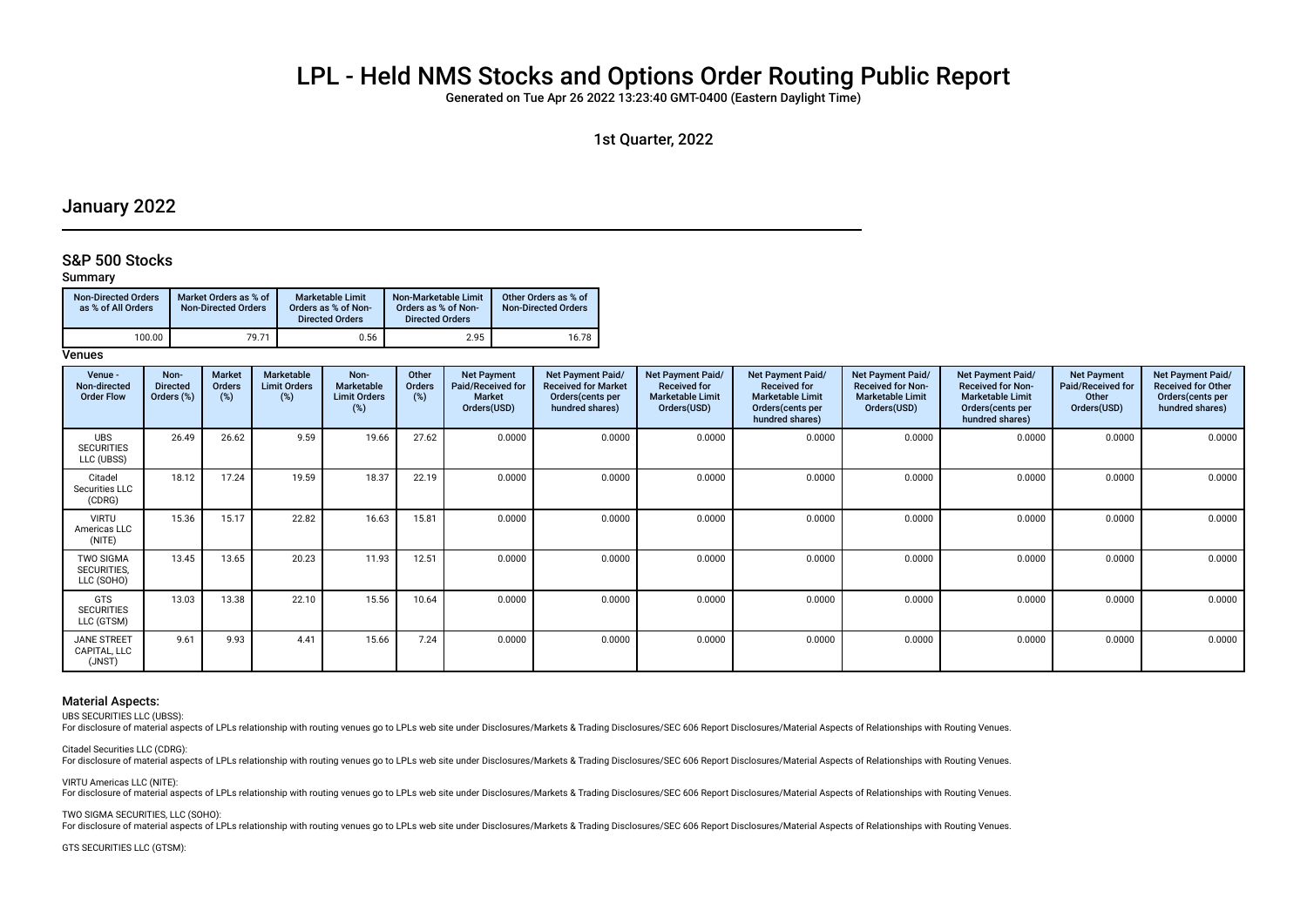# LPL - Held NMS Stocks and Options Order Routing Public Report

Generated on Tue Apr 26 2022 13:23:40 GMT-0400 (Eastern Daylight Time)

1st Quarter, 2022

## January 2022

### S&P 500 Stocks

**Summary**

| Non-Directed Orders as % of All Orders | Market Orders as % of Non-Directed Orders | Marketable Limit Orders as % of Non-Directed Orders | Non-Marketable Limit Orders as % of Non-Directed Orders | Other Orders as % of Non-Directed Orders |
|---|---|---|---|---|
| 100.00 | 79.71 | 0.56 | 2.95 | 16.78 |

**Venues**

| Venue - Non-directed Order Flow | Non-Directed Orders (%) | Market Orders (%) | Marketable Limit Orders (%) | Non-Marketable Limit Orders (%) | Other Orders (%) | Net Payment Paid/Received for Market Orders(USD) | Net Payment Paid/ Received for Market Orders(cents per hundred shares) | Net Payment Paid/ Received for Marketable Limit Orders(USD) | Net Payment Paid/ Received for Marketable Limit Orders(cents per hundred shares) | Net Payment Paid/ Received for Non-Marketable Limit Orders(USD) | Net Payment Paid/ Received for Non-Marketable Limit Orders(cents per hundred shares) | Net Payment Paid/Received for Other Orders(USD) | Net Payment Paid/ Received for Other Orders(cents per hundred shares) |
|---|---|---|---|---|---|---|---|---|---|---|---|---|---|
| UBS SECURITIES LLC (UBSS) | 26.49 | 26.62 | 9.59 | 19.66 | 27.62 | 0.0000 | 0.0000 | 0.0000 | 0.0000 | 0.0000 | 0.0000 | 0.0000 | 0.0000 |
| Citadel Securities LLC (CDRG) | 18.12 | 17.24 | 19.59 | 18.37 | 22.19 | 0.0000 | 0.0000 | 0.0000 | 0.0000 | 0.0000 | 0.0000 | 0.0000 | 0.0000 |
| VIRTU Americas LLC (NITE) | 15.36 | 15.17 | 22.82 | 16.63 | 15.81 | 0.0000 | 0.0000 | 0.0000 | 0.0000 | 0.0000 | 0.0000 | 0.0000 | 0.0000 |
| TWO SIGMA SECURITIES, LLC (SOHO) | 13.45 | 13.65 | 20.23 | 11.93 | 12.51 | 0.0000 | 0.0000 | 0.0000 | 0.0000 | 0.0000 | 0.0000 | 0.0000 | 0.0000 |
| GTS SECURITIES LLC (GTSM) | 13.03 | 13.38 | 22.10 | 15.56 | 10.64 | 0.0000 | 0.0000 | 0.0000 | 0.0000 | 0.0000 | 0.0000 | 0.0000 | 0.0000 |
| JANE STREET CAPITAL, LLC (JNST) | 9.61 | 9.93 | 4.41 | 15.66 | 7.24 | 0.0000 | 0.0000 | 0.0000 | 0.0000 | 0.0000 | 0.0000 | 0.0000 | 0.0000 |

### Material Aspects:

UBS SECURITIES LLC (UBSS):
For disclosure of material aspects of LPLs relationship with routing venues go to LPLs web site under Disclosures/Markets & Trading Disclosures/SEC 606 Report Disclosures/Material Aspects of Relationships with Routing Venues.

Citadel Securities LLC (CDRG):
For disclosure of material aspects of LPLs relationship with routing venues go to LPLs web site under Disclosures/Markets & Trading Disclosures/SEC 606 Report Disclosures/Material Aspects of Relationships with Routing Venues.

VIRTU Americas LLC (NITE):
For disclosure of material aspects of LPLs relationship with routing venues go to LPLs web site under Disclosures/Markets & Trading Disclosures/SEC 606 Report Disclosures/Material Aspects of Relationships with Routing Venues.

TWO SIGMA SECURITIES, LLC (SOHO):
For disclosure of material aspects of LPLs relationship with routing venues go to LPLs web site under Disclosures/Markets & Trading Disclosures/SEC 606 Report Disclosures/Material Aspects of Relationships with Routing Venues.

GTS SECURITIES LLC (GTSM):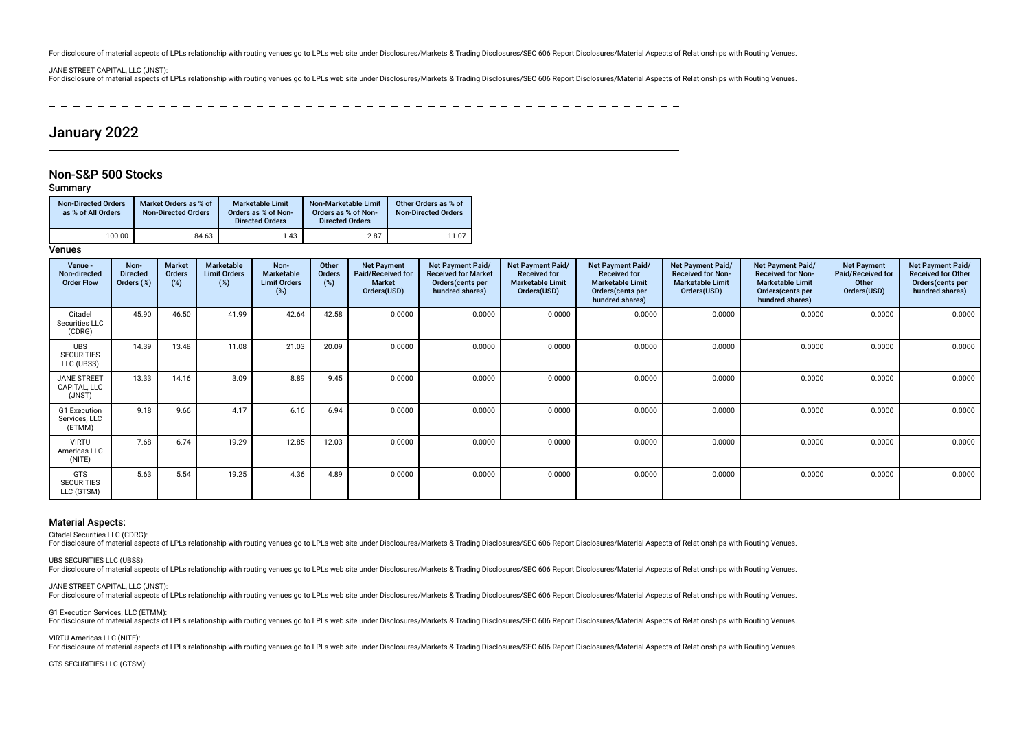For disclosure of material aspects of LPLs relationship with routing venues go to LPLs web site under Disclosures/Markets & Trading Disclosures/SEC 606 Report Disclosures/Material Aspects of Relationships with Routing Venues.

JANE STREET CAPITAL, LLC (JNST):
For disclosure of material aspects of LPLs relationship with routing venues go to LPLs web site under Disclosures/Markets & Trading Disclosures/SEC 606 Report Disclosures/Material Aspects of Relationships with Routing Venues.

# January 2022

## Non-S&P 500 Stocks

### Summary

| Non-Directed Orders as % of All Orders | Market Orders as % of Non-Directed Orders | Marketable Limit Orders as % of Non-Directed Orders | Non-Marketable Limit Orders as % of Non-Directed Orders | Other Orders as % of Non-Directed Orders |
|---|---|---|---|---|
| 100.00 | 84.63 | 1.43 | 2.87 | 11.07 |

### Venues

| Venue - Non-directed Order Flow | Non-Directed Orders (%) | Market Orders (%) | Marketable Limit Orders (%) | Non-Marketable Limit Orders (%) | Other Orders (%) | Net Payment Paid/Received for Market Orders(USD) | Net Payment Paid/Received for Market Orders(cents per hundred shares) | Net Payment Paid/Received for Marketable Limit Orders(USD) | Net Payment Paid/Received for Marketable Limit Orders(cents per hundred shares) | Net Payment Paid/Received for Non-Marketable Limit Orders(USD) | Net Payment Paid/Received for Non-Marketable Limit Orders(cents per hundred shares) | Net Payment Paid/Received for Other Orders(USD) | Net Payment Paid/Received for Other Orders(cents per hundred shares) |
|---|---|---|---|---|---|---|---|---|---|---|---|---|---|
| Citadel Securities LLC (CDRG) | 45.90 | 46.50 | 41.99 | 42.64 | 42.58 | 0.0000 | 0.0000 | 0.0000 | 0.0000 | 0.0000 | 0.0000 | 0.0000 | 0.0000 |
| UBS SECURITIES LLC (UBSS) | 14.39 | 13.48 | 11.08 | 21.03 | 20.09 | 0.0000 | 0.0000 | 0.0000 | 0.0000 | 0.0000 | 0.0000 | 0.0000 | 0.0000 |
| JANE STREET CAPITAL, LLC (JNST) | 13.33 | 14.16 | 3.09 | 8.89 | 9.45 | 0.0000 | 0.0000 | 0.0000 | 0.0000 | 0.0000 | 0.0000 | 0.0000 | 0.0000 |
| G1 Execution Services, LLC (ETMM) | 9.18 | 9.66 | 4.17 | 6.16 | 6.94 | 0.0000 | 0.0000 | 0.0000 | 0.0000 | 0.0000 | 0.0000 | 0.0000 | 0.0000 |
| VIRTU Americas LLC (NITE) | 7.68 | 6.74 | 19.29 | 12.85 | 12.03 | 0.0000 | 0.0000 | 0.0000 | 0.0000 | 0.0000 | 0.0000 | 0.0000 | 0.0000 |
| GTS SECURITIES LLC (GTSM) | 5.63 | 5.54 | 19.25 | 4.36 | 4.89 | 0.0000 | 0.0000 | 0.0000 | 0.0000 | 0.0000 | 0.0000 | 0.0000 | 0.0000 |

### Material Aspects:

Citadel Securities LLC (CDRG):
For disclosure of material aspects of LPLs relationship with routing venues go to LPLs web site under Disclosures/Markets & Trading Disclosures/SEC 606 Report Disclosures/Material Aspects of Relationships with Routing Venues.

UBS SECURITIES LLC (UBSS):
For disclosure of material aspects of LPLs relationship with routing venues go to LPLs web site under Disclosures/Markets & Trading Disclosures/SEC 606 Report Disclosures/Material Aspects of Relationships with Routing Venues.

JANE STREET CAPITAL, LLC (JNST):
For disclosure of material aspects of LPLs relationship with routing venues go to LPLs web site under Disclosures/Markets & Trading Disclosures/SEC 606 Report Disclosures/Material Aspects of Relationships with Routing Venues.

G1 Execution Services, LLC (ETMM):
For disclosure of material aspects of LPLs relationship with routing venues go to LPLs web site under Disclosures/Markets & Trading Disclosures/SEC 606 Report Disclosures/Material Aspects of Relationships with Routing Venues.

VIRTU Americas LLC (NITE):
For disclosure of material aspects of LPLs relationship with routing venues go to LPLs web site under Disclosures/Markets & Trading Disclosures/SEC 606 Report Disclosures/Material Aspects of Relationships with Routing Venues.

GTS SECURITIES LLC (GTSM):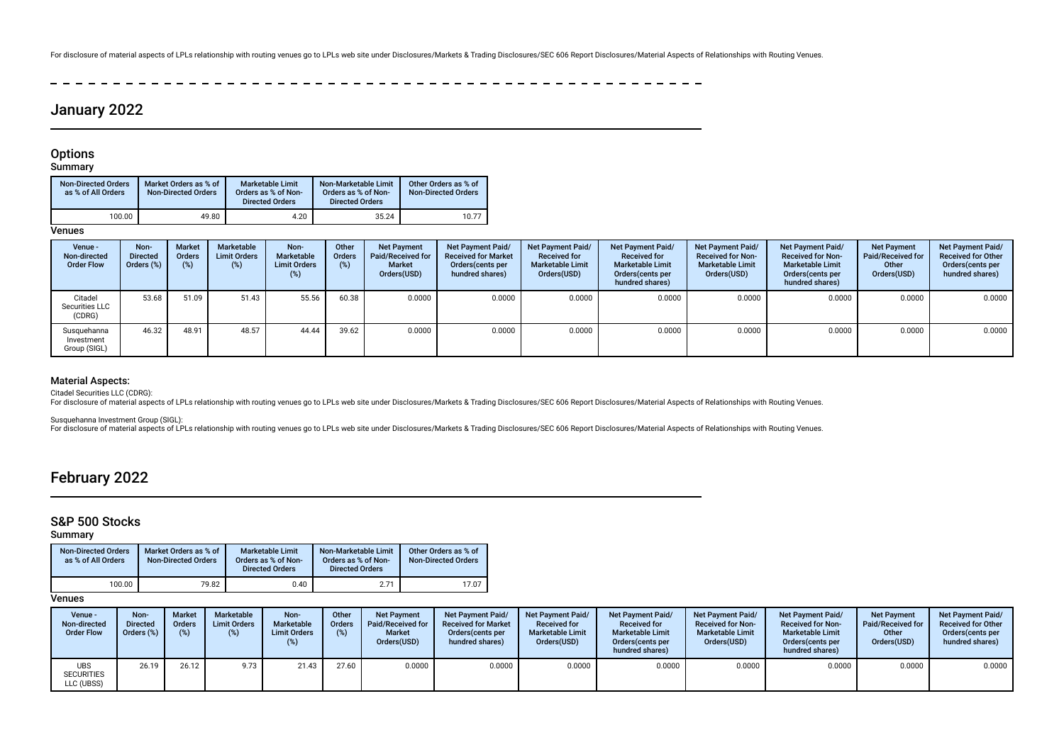For disclosure of material aspects of LPLs relationship with routing venues go to LPLs web site under Disclosures/Markets & Trading Disclosures/SEC 606 Report Disclosures/Material Aspects of Relationships with Routing Venues.

## January 2022

### Options

#### Summary

| Non-Directed Orders as % of All Orders | Market Orders as % of Non-Directed Orders | Marketable Limit Orders as % of Non-Directed Orders | Non-Marketable Limit Orders as % of Non-Directed Orders | Other Orders as % of Non-Directed Orders |
|---|---|---|---|---|
| 100.00 | 49.80 | 4.20 | 35.24 | 10.77 |

#### Venues

| Venue - Non-directed Order Flow | Non-Directed Orders (%) | Market Orders (%) | Marketable Limit Orders (%) | Non-Marketable Limit Orders (%) | Other Orders (%) | Net Payment Paid/Received for Market Orders(USD) | Net Payment Paid/ Received for Market Orders(cents per hundred shares) | Net Payment Paid/ Received for Marketable Limit Orders(USD) | Net Payment Paid/ Received for Marketable Limit Orders(cents per hundred shares) | Net Payment Paid/ Received for Non-Marketable Limit Orders(USD) | Net Payment Paid/ Received for Non-Marketable Limit Orders(cents per hundred shares) | Net Payment Paid/Received for Other Orders(USD) | Net Payment Paid/ Received for Other Orders(cents per hundred shares) |
|---|---|---|---|---|---|---|---|---|---|---|---|---|---|
| Citadel Securities LLC (CDRG) | 53.68 | 51.09 | 51.43 | 55.56 | 60.38 | 0.0000 | 0.0000 | 0.0000 | 0.0000 | 0.0000 | 0.0000 | 0.0000 | 0.0000 |
| Susquehanna Investment Group (SIGL) | 46.32 | 48.91 | 48.57 | 44.44 | 39.62 | 0.0000 | 0.0000 | 0.0000 | 0.0000 | 0.0000 | 0.0000 | 0.0000 | 0.0000 |

#### Material Aspects:

Citadel Securities LLC (CDRG):
For disclosure of material aspects of LPLs relationship with routing venues go to LPLs web site under Disclosures/Markets & Trading Disclosures/SEC 606 Report Disclosures/Material Aspects of Relationships with Routing Venues.

Susquehanna Investment Group (SIGL):
For disclosure of material aspects of LPLs relationship with routing venues go to LPLs web site under Disclosures/Markets & Trading Disclosures/SEC 606 Report Disclosures/Material Aspects of Relationships with Routing Venues.

## February 2022

### S&P 500 Stocks

#### Summary

| Non-Directed Orders as % of All Orders | Market Orders as % of Non-Directed Orders | Marketable Limit Orders as % of Non-Directed Orders | Non-Marketable Limit Orders as % of Non-Directed Orders | Other Orders as % of Non-Directed Orders |
|---|---|---|---|---|
| 100.00 | 79.82 | 0.40 | 2.71 | 17.07 |

#### Venues

| Venue - Non-directed Order Flow | Non-Directed Orders (%) | Market Orders (%) | Marketable Limit Orders (%) | Non-Marketable Limit Orders (%) | Other Orders (%) | Net Payment Paid/Received for Market Orders(USD) | Net Payment Paid/ Received for Market Orders(cents per hundred shares) | Net Payment Paid/ Received for Marketable Limit Orders(USD) | Net Payment Paid/ Received for Marketable Limit Orders(cents per hundred shares) | Net Payment Paid/ Received for Non-Marketable Limit Orders(USD) | Net Payment Paid/ Received for Non-Marketable Limit Orders(cents per hundred shares) | Net Payment Paid/Received for Other Orders(USD) | Net Payment Paid/ Received for Other Orders(cents per hundred shares) |
|---|---|---|---|---|---|---|---|---|---|---|---|---|---|
| UBS SECURITIES LLC (UBSS) | 26.19 | 26.12 | 9.73 | 21.43 | 27.60 | 0.0000 | 0.0000 | 0.0000 | 0.0000 | 0.0000 | 0.0000 | 0.0000 | 0.0000 |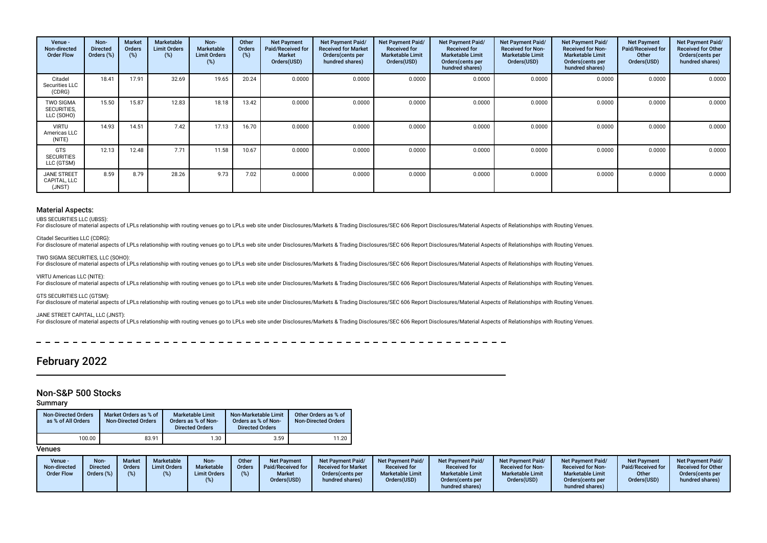| Venue - Non-directed Order Flow | Non-Directed Orders (%) | Market Orders (%) | Marketable Limit Orders (%) | Non-Marketable Limit Orders (%) | Other Orders (%) | Net Payment Paid/Received for Market Orders(USD) | Net Payment Paid/ Received for Market Orders(cents per hundred shares) | Net Payment Paid/ Received for Marketable Limit Orders(USD) | Net Payment Paid/ Received for Marketable Limit Orders(cents per hundred shares) | Net Payment Paid/ Received for Non-Marketable Limit Orders(USD) | Net Payment Paid/ Received for Non-Marketable Limit Orders(cents per hundred shares) | Net Payment Paid/Received for Other Orders(USD) | Net Payment Paid/ Received for Other Orders(cents per hundred shares) |
|---|---|---|---|---|---|---|---|---|---|---|---|---|---|
| Citadel Securities LLC (CDRG) | 18.41 | 17.91 | 32.69 | 19.65 | 20.24 | 0.0000 | 0.0000 | 0.0000 | 0.0000 | 0.0000 | 0.0000 | 0.0000 | 0.0000 |
| TWO SIGMA SECURITIES, LLC (SOHO) | 15.50 | 15.87 | 12.83 | 18.18 | 13.42 | 0.0000 | 0.0000 | 0.0000 | 0.0000 | 0.0000 | 0.0000 | 0.0000 | 0.0000 |
| VIRTU Americas LLC (NITE) | 14.93 | 14.51 | 7.42 | 17.13 | 16.70 | 0.0000 | 0.0000 | 0.0000 | 0.0000 | 0.0000 | 0.0000 | 0.0000 | 0.0000 |
| GTS SECURITIES LLC (GTSM) | 12.13 | 12.48 | 7.71 | 11.58 | 10.67 | 0.0000 | 0.0000 | 0.0000 | 0.0000 | 0.0000 | 0.0000 | 0.0000 | 0.0000 |
| JANE STREET CAPITAL, LLC (JNST) | 8.59 | 8.79 | 28.26 | 9.73 | 7.02 | 0.0000 | 0.0000 | 0.0000 | 0.0000 | 0.0000 | 0.0000 | 0.0000 | 0.0000 |

### Material Aspects:

UBS SECURITIES LLC (UBSS):
For disclosure of material aspects of LPLs relationship with routing venues go to LPLs web site under Disclosures/Markets & Trading Disclosures/SEC 606 Report Disclosures/Material Aspects of Relationships with Routing Venues.

Citadel Securities LLC (CDRG):
For disclosure of material aspects of LPLs relationship with routing venues go to LPLs web site under Disclosures/Markets & Trading Disclosures/SEC 606 Report Disclosures/Material Aspects of Relationships with Routing Venues.

TWO SIGMA SECURITIES, LLC (SOHO):
For disclosure of material aspects of LPLs relationship with routing venues go to LPLs web site under Disclosures/Markets & Trading Disclosures/SEC 606 Report Disclosures/Material Aspects of Relationships with Routing Venues.

VIRTU Americas LLC (NITE):
For disclosure of material aspects of LPLs relationship with routing venues go to LPLs web site under Disclosures/Markets & Trading Disclosures/SEC 606 Report Disclosures/Material Aspects of Relationships with Routing Venues.

GTS SECURITIES LLC (GTSM):
For disclosure of material aspects of LPLs relationship with routing venues go to LPLs web site under Disclosures/Markets & Trading Disclosures/SEC 606 Report Disclosures/Material Aspects of Relationships with Routing Venues.

JANE STREET CAPITAL, LLC (JNST):
For disclosure of material aspects of LPLs relationship with routing venues go to LPLs web site under Disclosures/Markets & Trading Disclosures/SEC 606 Report Disclosures/Material Aspects of Relationships with Routing Venues.

# February 2022

## Non-S&P 500 Stocks

### Summary

| Non-Directed Orders as % of All Orders | Market Orders as % of Non-Directed Orders | Marketable Limit Orders as % of Non-Directed Orders | Non-Marketable Limit Orders as % of Non-Directed Orders | Other Orders as % of Non-Directed Orders |
|---|---|---|---|---|
| 100.00 | 83.91 | 1.30 | 3.59 | 11.20 |

### Venues

| Venue - Non-directed Order Flow | Non-Directed Orders (%) | Market Orders (%) | Marketable Limit Orders (%) | Non-Marketable Limit Orders (%) | Other Orders (%) | Net Payment Paid/Received for Market Orders(USD) | Net Payment Paid/ Received for Market Orders(cents per hundred shares) | Net Payment Paid/ Received for Marketable Limit Orders(USD) | Net Payment Paid/ Received for Marketable Limit Orders(cents per hundred shares) | Net Payment Paid/ Received for Non-Marketable Limit Orders(USD) | Net Payment Paid/ Received for Non-Marketable Limit Orders(cents per hundred shares) | Net Payment Paid/Received for Other Orders(USD) | Net Payment Paid/ Received for Other Orders(cents per hundred shares) |
|---|---|---|---|---|---|---|---|---|---|---|---|---|---|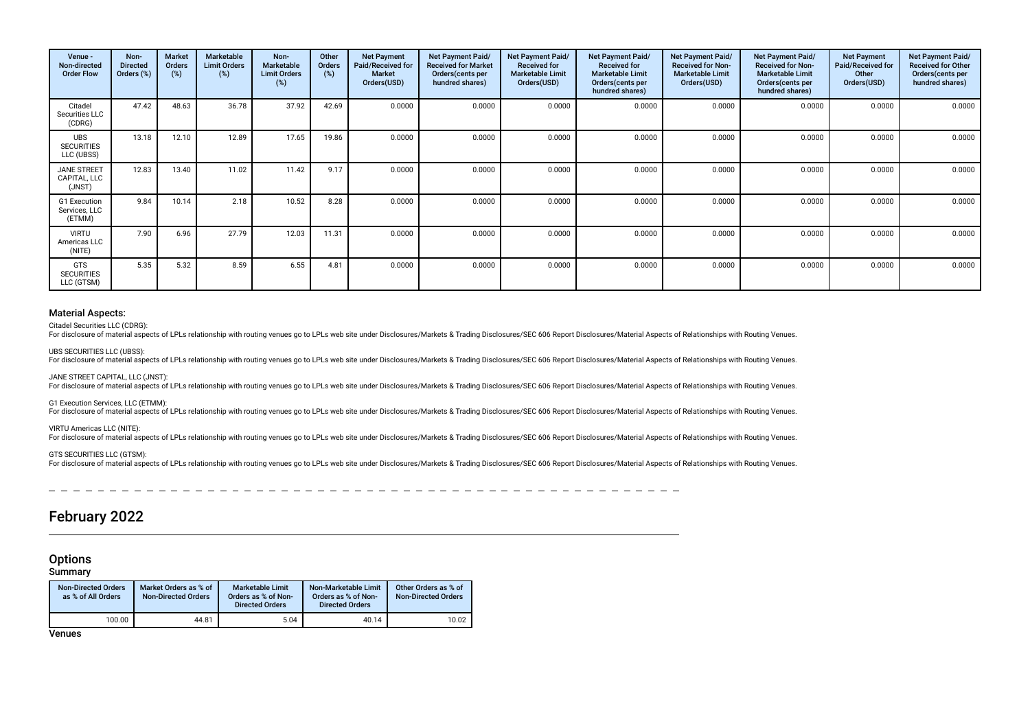| Venue - Non-directed Order Flow | Non-Directed Orders (%) | Market Orders (%) | Marketable Limit Orders (%) | Non-Marketable Limit Orders (%) | Other Orders (%) | Net Payment Paid/Received for Market Orders(USD) | Net Payment Paid/ Received for Market Orders(cents per hundred shares) | Net Payment Paid/ Received for Marketable Limit Orders(USD) | Net Payment Paid/ Received for Marketable Limit Orders(cents per hundred shares) | Net Payment Paid/ Received for Non-Marketable Limit Orders(USD) | Net Payment Paid/ Received for Non-Marketable Limit Orders(cents per hundred shares) | Net Payment Paid/Received for Other Orders(USD) | Net Payment Paid/ Received for Other Orders(cents per hundred shares) |
|---|---|---|---|---|---|---|---|---|---|---|---|---|---|
| Citadel Securities LLC (CDRG) | 47.42 | 48.63 | 36.78 | 37.92 | 42.69 | 0.0000 | 0.0000 | 0.0000 | 0.0000 | 0.0000 | 0.0000 | 0.0000 | 0.0000 |
| UBS SECURITIES LLC (UBSS) | 13.18 | 12.10 | 12.89 | 17.65 | 19.86 | 0.0000 | 0.0000 | 0.0000 | 0.0000 | 0.0000 | 0.0000 | 0.0000 | 0.0000 |
| JANE STREET CAPITAL, LLC (JNST) | 12.83 | 13.40 | 11.02 | 11.42 | 9.17 | 0.0000 | 0.0000 | 0.0000 | 0.0000 | 0.0000 | 0.0000 | 0.0000 | 0.0000 |
| G1 Execution Services, LLC (ETMM) | 9.84 | 10.14 | 2.18 | 10.52 | 8.28 | 0.0000 | 0.0000 | 0.0000 | 0.0000 | 0.0000 | 0.0000 | 0.0000 | 0.0000 |
| VIRTU Americas LLC (NITE) | 7.90 | 6.96 | 27.79 | 12.03 | 11.31 | 0.0000 | 0.0000 | 0.0000 | 0.0000 | 0.0000 | 0.0000 | 0.0000 | 0.0000 |
| GTS SECURITIES LLC (GTSM) | 5.35 | 5.32 | 8.59 | 6.55 | 4.81 | 0.0000 | 0.0000 | 0.0000 | 0.0000 | 0.0000 | 0.0000 | 0.0000 | 0.0000 |

### Material Aspects:

Citadel Securities LLC (CDRG):
For disclosure of material aspects of LPLs relationship with routing venues go to LPLs web site under Disclosures/Markets & Trading Disclosures/SEC 606 Report Disclosures/Material Aspects of Relationships with Routing Venues.

UBS SECURITIES LLC (UBSS):
For disclosure of material aspects of LPLs relationship with routing venues go to LPLs web site under Disclosures/Markets & Trading Disclosures/SEC 606 Report Disclosures/Material Aspects of Relationships with Routing Venues.

JANE STREET CAPITAL, LLC (JNST):
For disclosure of material aspects of LPLs relationship with routing venues go to LPLs web site under Disclosures/Markets & Trading Disclosures/SEC 606 Report Disclosures/Material Aspects of Relationships with Routing Venues.

G1 Execution Services, LLC (ETMM):
For disclosure of material aspects of LPLs relationship with routing venues go to LPLs web site under Disclosures/Markets & Trading Disclosures/SEC 606 Report Disclosures/Material Aspects of Relationships with Routing Venues.

VIRTU Americas LLC (NITE):
For disclosure of material aspects of LPLs relationship with routing venues go to LPLs web site under Disclosures/Markets & Trading Disclosures/SEC 606 Report Disclosures/Material Aspects of Relationships with Routing Venues.

GTS SECURITIES LLC (GTSM):
For disclosure of material aspects of LPLs relationship with routing venues go to LPLs web site under Disclosures/Markets & Trading Disclosures/SEC 606 Report Disclosures/Material Aspects of Relationships with Routing Venues.

# February 2022

## Options

### Summary

| Non-Directed Orders as % of All Orders | Market Orders as % of Non-Directed Orders | Marketable Limit Orders as % of Non-Directed Orders | Non-Marketable Limit Orders as % of Non-Directed Orders | Other Orders as % of Non-Directed Orders |
|---|---|---|---|---|
| 100.00 | 44.81 | 5.04 | 40.14 | 10.02 |

### Venues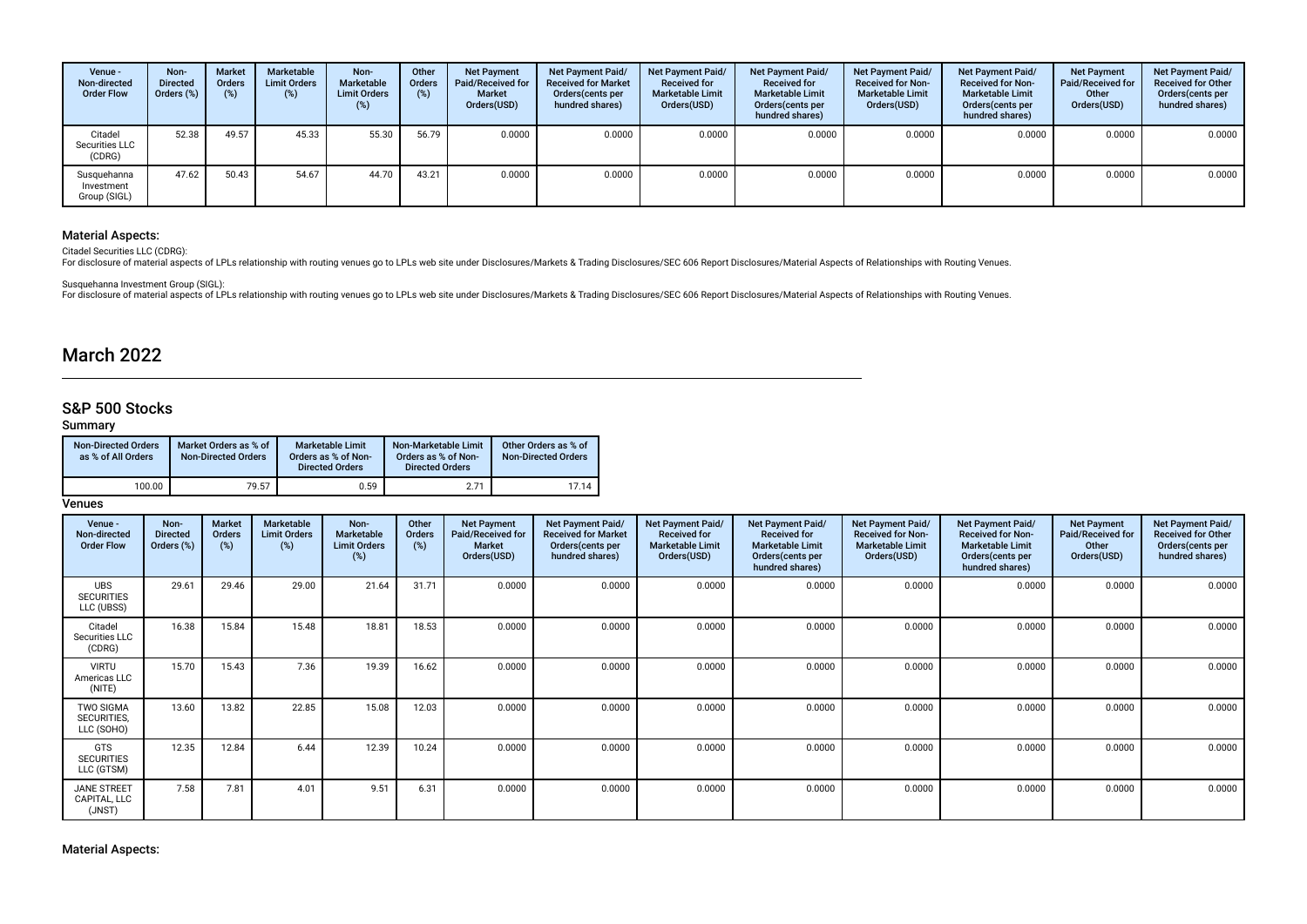| Venue - Non-directed Order Flow | Non-Directed Orders (%) | Market Orders (%) | Marketable Limit Orders (%) | Non-Marketable Limit Orders (%) | Other Orders (%) | Net Payment Paid/Received for Market Orders(USD) | Net Payment Paid/ Received for Market Orders(cents per hundred shares) | Net Payment Paid/ Received for Marketable Limit Orders(USD) | Net Payment Paid/ Received for Marketable Limit Orders(cents per hundred shares) | Net Payment Paid/ Received for Non-Marketable Limit Orders(USD) | Net Payment Paid/ Received for Non-Marketable Limit Orders(cents per hundred shares) | Net Payment Paid/Received for Other Orders(USD) | Net Payment Paid/ Received for Other Orders(cents per hundred shares) |
|---|---|---|---|---|---|---|---|---|---|---|---|---|---|
| Citadel Securities LLC (CDRG) | 52.38 | 49.57 | 45.33 | 55.30 | 56.79 | 0.0000 | 0.0000 | 0.0000 | 0.0000 | 0.0000 | 0.0000 | 0.0000 | 0.0000 |
| Susquehanna Investment Group (SIGL) | 47.62 | 50.43 | 54.67 | 44.70 | 43.21 | 0.0000 | 0.0000 | 0.0000 | 0.0000 | 0.0000 | 0.0000 | 0.0000 | 0.0000 |

### Material Aspects:

Citadel Securities LLC (CDRG):
For disclosure of material aspects of LPLs relationship with routing venues go to LPLs web site under Disclosures/Markets & Trading Disclosures/SEC 606 Report Disclosures/Material Aspects of Relationships with Routing Venues.

Susquehanna Investment Group (SIGL):
For disclosure of material aspects of LPLs relationship with routing venues go to LPLs web site under Disclosures/Markets & Trading Disclosures/SEC 606 Report Disclosures/Material Aspects of Relationships with Routing Venues.

# March 2022

## S&P 500 Stocks

### Summary

| Non-Directed Orders as % of All Orders | Market Orders as % of Non-Directed Orders | Marketable Limit Orders as % of Non-Directed Orders | Non-Marketable Limit Orders as % of Non-Directed Orders | Other Orders as % of Non-Directed Orders |
|---|---|---|---|---|
| 100.00 | 79.57 | 0.59 | 2.71 | 17.14 |

### Venues

| Venue - Non-directed Order Flow | Non-Directed Orders (%) | Market Orders (%) | Marketable Limit Orders (%) | Non-Marketable Limit Orders (%) | Other Orders (%) | Net Payment Paid/Received for Market Orders(USD) | Net Payment Paid/ Received for Market Orders(cents per hundred shares) | Net Payment Paid/ Received for Marketable Limit Orders(USD) | Net Payment Paid/ Received for Marketable Limit Orders(cents per hundred shares) | Net Payment Paid/ Received for Non-Marketable Limit Orders(USD) | Net Payment Paid/ Received for Non-Marketable Limit Orders(cents per hundred shares) | Net Payment Paid/Received for Other Orders(USD) | Net Payment Paid/ Received for Other Orders(cents per hundred shares) |
|---|---|---|---|---|---|---|---|---|---|---|---|---|---|
| UBS SECURITIES LLC (UBSS) | 29.61 | 29.46 | 29.00 | 21.64 | 31.71 | 0.0000 | 0.0000 | 0.0000 | 0.0000 | 0.0000 | 0.0000 | 0.0000 | 0.0000 |
| Citadel Securities LLC (CDRG) | 16.38 | 15.84 | 15.48 | 18.81 | 18.53 | 0.0000 | 0.0000 | 0.0000 | 0.0000 | 0.0000 | 0.0000 | 0.0000 | 0.0000 |
| VIRTU Americas LLC (NITE) | 15.70 | 15.43 | 7.36 | 19.39 | 16.62 | 0.0000 | 0.0000 | 0.0000 | 0.0000 | 0.0000 | 0.0000 | 0.0000 | 0.0000 |
| TWO SIGMA SECURITIES, LLC (SOHO) | 13.60 | 13.82 | 22.85 | 15.08 | 12.03 | 0.0000 | 0.0000 | 0.0000 | 0.0000 | 0.0000 | 0.0000 | 0.0000 | 0.0000 |
| GTS SECURITIES LLC (GTSM) | 12.35 | 12.84 | 6.44 | 12.39 | 10.24 | 0.0000 | 0.0000 | 0.0000 | 0.0000 | 0.0000 | 0.0000 | 0.0000 | 0.0000 |
| JANE STREET CAPITAL, LLC (JNST) | 7.58 | 7.81 | 4.01 | 9.51 | 6.31 | 0.0000 | 0.0000 | 0.0000 | 0.0000 | 0.0000 | 0.0000 | 0.0000 | 0.0000 |

### Material Aspects: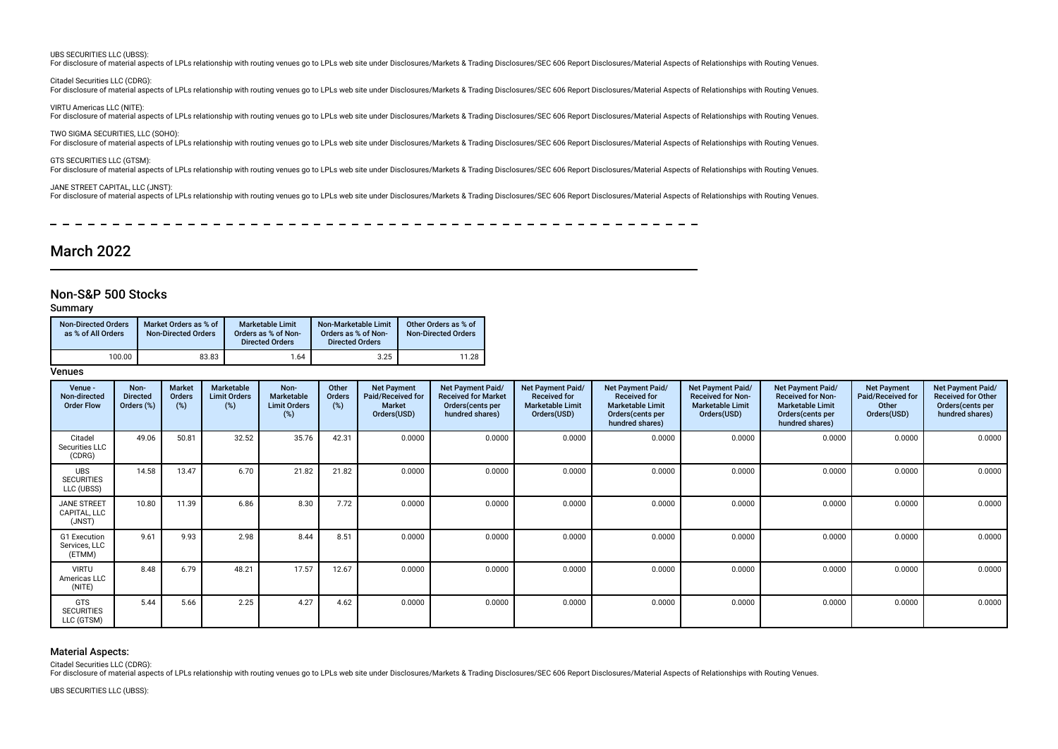UBS SECURITIES LLC (UBSS):
For disclosure of material aspects of LPLs relationship with routing venues go to LPLs web site under Disclosures/Markets & Trading Disclosures/SEC 606 Report Disclosures/Material Aspects of Relationships with Routing Venues.

Citadel Securities LLC (CDRG):
For disclosure of material aspects of LPLs relationship with routing venues go to LPLs web site under Disclosures/Markets & Trading Disclosures/SEC 606 Report Disclosures/Material Aspects of Relationships with Routing Venues.

VIRTU Americas LLC (NITE):
For disclosure of material aspects of LPLs relationship with routing venues go to LPLs web site under Disclosures/Markets & Trading Disclosures/SEC 606 Report Disclosures/Material Aspects of Relationships with Routing Venues.

TWO SIGMA SECURITIES, LLC (SOHO):
For disclosure of material aspects of LPLs relationship with routing venues go to LPLs web site under Disclosures/Markets & Trading Disclosures/SEC 606 Report Disclosures/Material Aspects of Relationships with Routing Venues.

GTS SECURITIES LLC (GTSM):
For disclosure of material aspects of LPLs relationship with routing venues go to LPLs web site under Disclosures/Markets & Trading Disclosures/SEC 606 Report Disclosures/Material Aspects of Relationships with Routing Venues.

JANE STREET CAPITAL, LLC (JNST):
For disclosure of material aspects of LPLs relationship with routing venues go to LPLs web site under Disclosures/Markets & Trading Disclosures/SEC 606 Report Disclosures/Material Aspects of Relationships with Routing Venues.

# March 2022

## Non-S&P 500 Stocks

### Summary

| Non-Directed Orders as % of All Orders | Market Orders as % of Non-Directed Orders | Marketable Limit Orders as % of Non-Directed Orders | Non-Marketable Limit Orders as % of Non-Directed Orders | Other Orders as % of Non-Directed Orders |
|---|---|---|---|---|
| 100.00 | 83.83 | 1.64 | 3.25 | 11.28 |

### Venues

| Venue - Non-directed Order Flow | Non-Directed Orders (%) | Market Orders (%) | Marketable Limit Orders (%) | Non-Marketable Limit Orders (%) | Other Orders (%) | Net Payment Paid/Received for Market Orders(USD) | Net Payment Paid/Received for Market Orders(cents per hundred shares) | Net Payment Paid/Received for Marketable Limit Orders(USD) | Net Payment Paid/Received for Marketable Limit Orders(cents per hundred shares) | Net Payment Paid/Received for Non-Marketable Limit Orders(USD) | Net Payment Paid/Received for Non-Marketable Limit Orders(cents per hundred shares) | Net Payment Paid/Received for Other Orders(USD) | Net Payment Paid/Received for Other Orders(cents per hundred shares) |
|---|---|---|---|---|---|---|---|---|---|---|---|---|---|
| Citadel Securities LLC (CDRG) | 49.06 | 50.81 | 32.52 | 35.76 | 42.31 | 0.0000 | 0.0000 | 0.0000 | 0.0000 | 0.0000 | 0.0000 | 0.0000 | 0.0000 |
| UBS SECURITIES LLC (UBSS) | 14.58 | 13.47 | 6.70 | 21.82 | 21.82 | 0.0000 | 0.0000 | 0.0000 | 0.0000 | 0.0000 | 0.0000 | 0.0000 | 0.0000 |
| JANE STREET CAPITAL, LLC (JNST) | 10.80 | 11.39 | 6.86 | 8.30 | 7.72 | 0.0000 | 0.0000 | 0.0000 | 0.0000 | 0.0000 | 0.0000 | 0.0000 | 0.0000 |
| G1 Execution Services, LLC (ETMM) | 9.61 | 9.93 | 2.98 | 8.44 | 8.51 | 0.0000 | 0.0000 | 0.0000 | 0.0000 | 0.0000 | 0.0000 | 0.0000 | 0.0000 |
| VIRTU Americas LLC (NITE) | 8.48 | 6.79 | 48.21 | 17.57 | 12.67 | 0.0000 | 0.0000 | 0.0000 | 0.0000 | 0.0000 | 0.0000 | 0.0000 | 0.0000 |
| GTS SECURITIES LLC (GTSM) | 5.44 | 5.66 | 2.25 | 4.27 | 4.62 | 0.0000 | 0.0000 | 0.0000 | 0.0000 | 0.0000 | 0.0000 | 0.0000 | 0.0000 |

### Material Aspects:

Citadel Securities LLC (CDRG):
For disclosure of material aspects of LPLs relationship with routing venues go to LPLs web site under Disclosures/Markets & Trading Disclosures/SEC 606 Report Disclosures/Material Aspects of Relationships with Routing Venues.

UBS SECURITIES LLC (UBSS):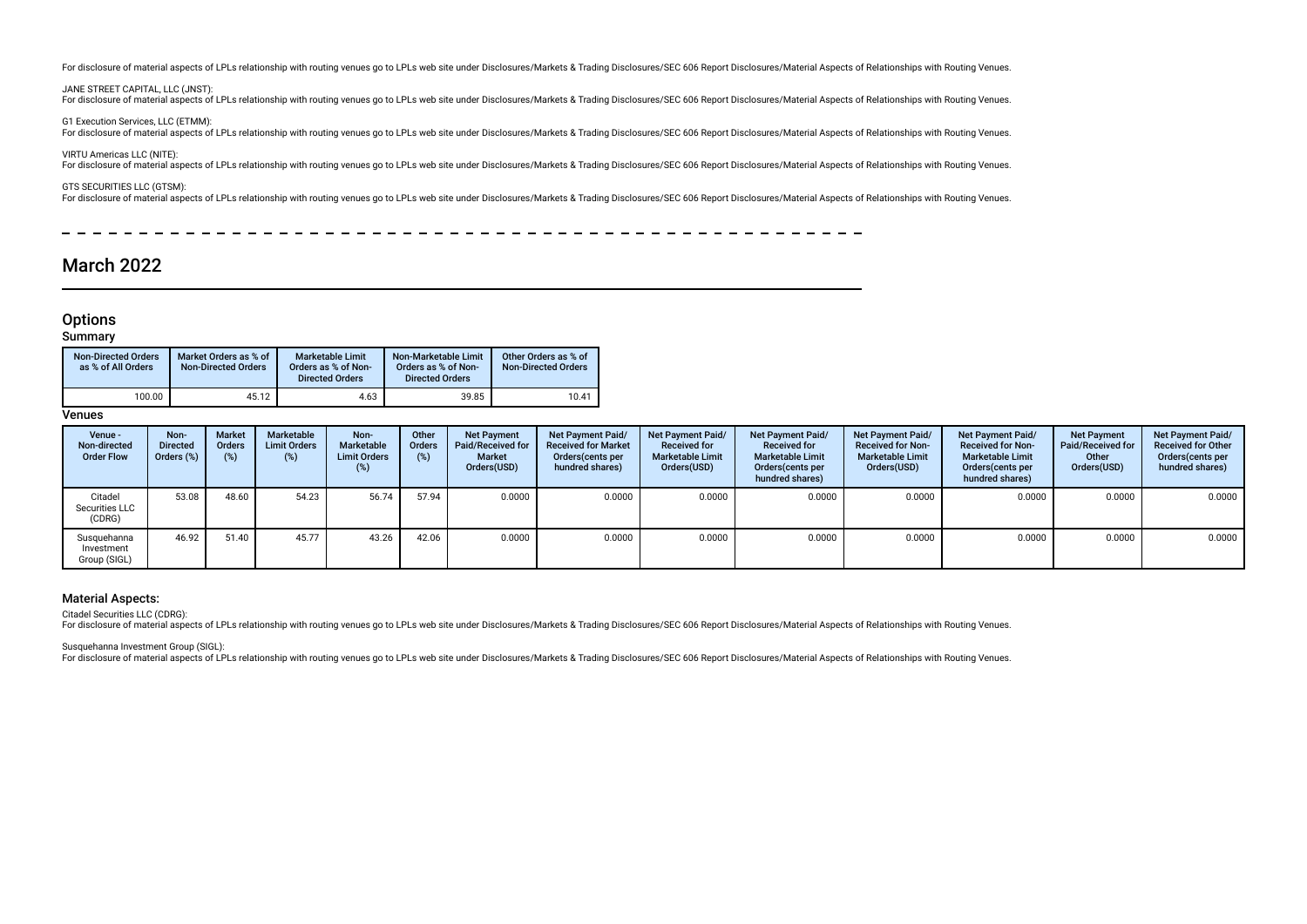For disclosure of material aspects of LPLs relationship with routing venues go to LPLs web site under Disclosures/Markets & Trading Disclosures/SEC 606 Report Disclosures/Material Aspects of Relationships with Routing Venues.

JANE STREET CAPITAL, LLC (JNST):
For disclosure of material aspects of LPLs relationship with routing venues go to LPLs web site under Disclosures/Markets & Trading Disclosures/SEC 606 Report Disclosures/Material Aspects of Relationships with Routing Venues.

G1 Execution Services, LLC (ETMM):
For disclosure of material aspects of LPLs relationship with routing venues go to LPLs web site under Disclosures/Markets & Trading Disclosures/SEC 606 Report Disclosures/Material Aspects of Relationships with Routing Venues.

VIRTU Americas LLC (NITE):
For disclosure of material aspects of LPLs relationship with routing venues go to LPLs web site under Disclosures/Markets & Trading Disclosures/SEC 606 Report Disclosures/Material Aspects of Relationships with Routing Venues.

GTS SECURITIES LLC (GTSM):
For disclosure of material aspects of LPLs relationship with routing venues go to LPLs web site under Disclosures/Markets & Trading Disclosures/SEC 606 Report Disclosures/Material Aspects of Relationships with Routing Venues.

# March 2022

## Options

### Summary

| Non-Directed Orders as % of All Orders | Market Orders as % of Non-Directed Orders | Marketable Limit Orders as % of Non-Directed Orders | Non-Marketable Limit Orders as % of Non-Directed Orders | Other Orders as % of Non-Directed Orders |
|---|---|---|---|---|
| 100.00 | 45.12 | 4.63 | 39.85 | 10.41 |

### Venues

| Venue - Non-directed Order Flow | Non-Directed Orders (%) | Market Orders (%) | Marketable Limit Orders (%) | Non-Marketable Limit Orders (%) | Other Orders (%) | Net Payment Paid/Received for Market Orders(USD) | Net Payment Paid/Received for Market Orders(cents per hundred shares) | Net Payment Paid/Received for Marketable Limit Orders(USD) | Net Payment Paid/Received for Marketable Limit Orders(cents per hundred shares) | Net Payment Paid/Received for Non-Marketable Limit Orders(USD) | Net Payment Paid/Received for Non-Marketable Limit Orders(cents per hundred shares) | Net Payment Paid/Received for Other Orders(USD) | Net Payment Paid/Received for Other Orders(cents per hundred shares) |
|---|---|---|---|---|---|---|---|---|---|---|---|---|---|
| Citadel Securities LLC (CDRG) | 53.08 | 48.60 | 54.23 | 56.74 | 57.94 | 0.0000 | 0.0000 | 0.0000 | 0.0000 | 0.0000 | 0.0000 | 0.0000 | 0.0000 |
| Susquehanna Investment Group (SIGL) | 46.92 | 51.40 | 45.77 | 43.26 | 42.06 | 0.0000 | 0.0000 | 0.0000 | 0.0000 | 0.0000 | 0.0000 | 0.0000 | 0.0000 |

### Material Aspects:

Citadel Securities LLC (CDRG):
For disclosure of material aspects of LPLs relationship with routing venues go to LPLs web site under Disclosures/Markets & Trading Disclosures/SEC 606 Report Disclosures/Material Aspects of Relationships with Routing Venues.

Susquehanna Investment Group (SIGL):
For disclosure of material aspects of LPLs relationship with routing venues go to LPLs web site under Disclosures/Markets & Trading Disclosures/SEC 606 Report Disclosures/Material Aspects of Relationships with Routing Venues.